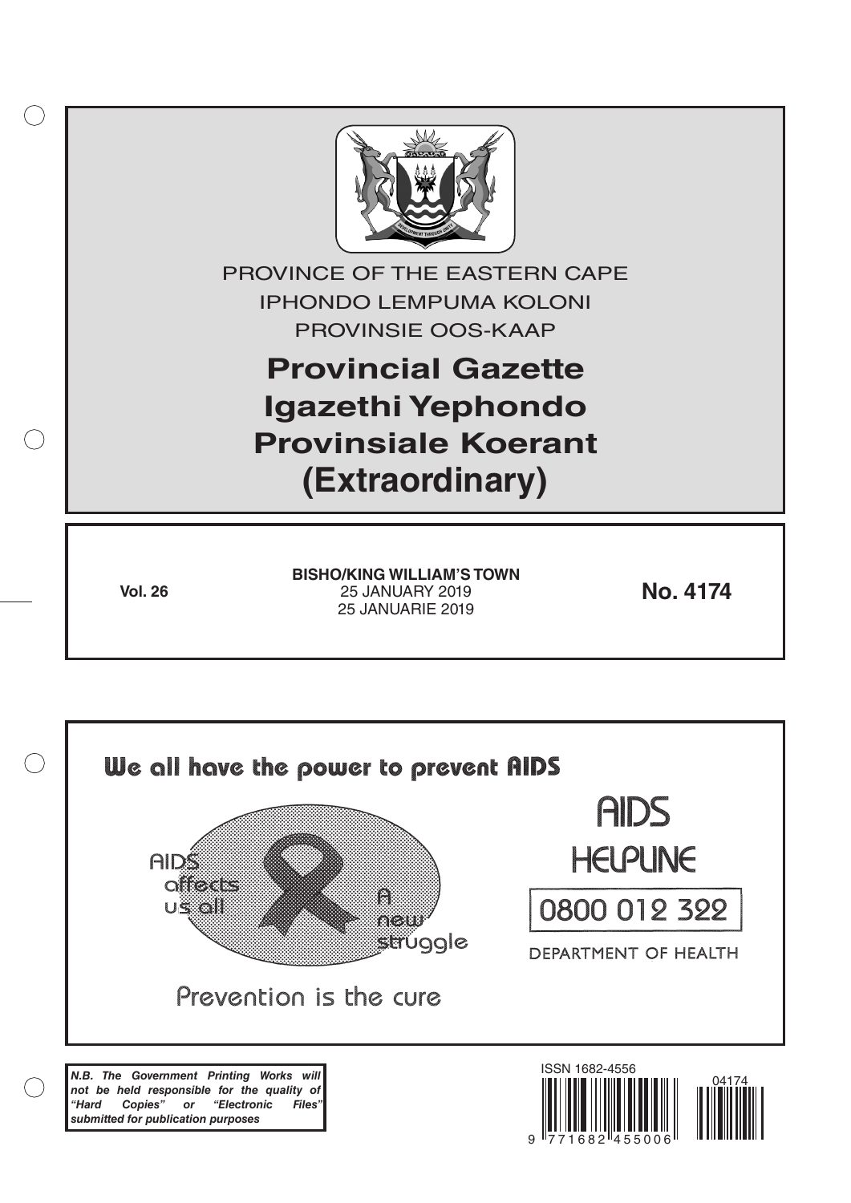PROVINCE OF THE EASTERN CAPE

IPHONDO LEMPUMA KOLONI

PROVINSIE OOS-KAAP

# Provincial Gazette
# Igazethi Yephondo
# Provinsiale Koerant
# (Extraordinary)

**Vol. 26**

**BISHO/KING WILLIAM'S TOWN**

25 JANUARY 2019

25 JANUARIE 2019

**No. 4174**

We all have the power to prevent AIDS

AIDS affects us all

A new struggle

Prevention is the cure

AIDS HELPLINE

0800 012 322

DEPARTMENT OF HEALTH

***N.B. The Government Printing Works will not be held responsible for the quality of "Hard Copies" or "Electronic Files" submitted for publication purposes***

ISSN 1682-4556

9 771682 455006

04174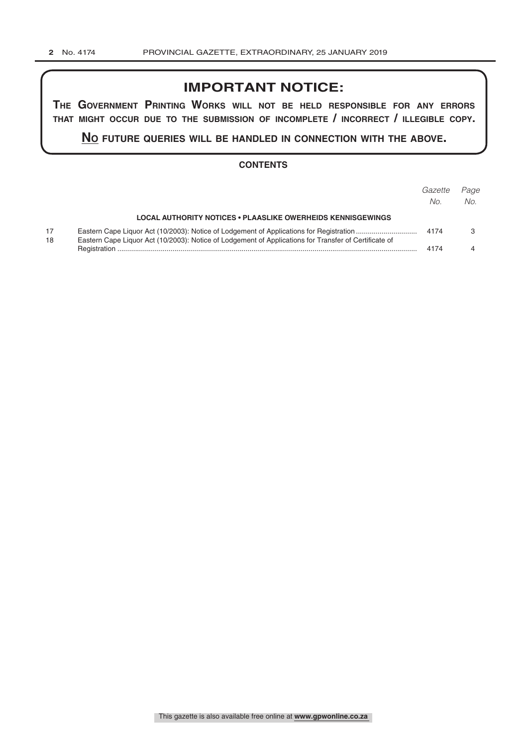## IMPORTANT NOTICE:

**THE GOVERNMENT PRINTING WORKS WILL NOT BE HELD RESPONSIBLE FOR ANY ERRORS THAT MIGHT OCCUR DUE TO THE SUBMISSION OF INCOMPLETE / INCORRECT / ILLEGIBLE COPY.**

**NO FUTURE QUERIES WILL BE HANDLED IN CONNECTION WITH THE ABOVE.**

### CONTENTS

| | | *Gazette No.* | *Page No.* |
|---|---|---|---|
| | **LOCAL AUTHORITY NOTICES • PLAASLIKE OWERHEIDS KENNISGEWINGS** | | |
| 17 | Eastern Cape Liquor Act (10/2003): Notice of Lodgement of Applications for Registration | 4174 | 3 |
| 18 | Eastern Cape Liquor Act (10/2003): Notice of Lodgement of Applications for Transfer of Certificate of Registration | 4174 | 4 |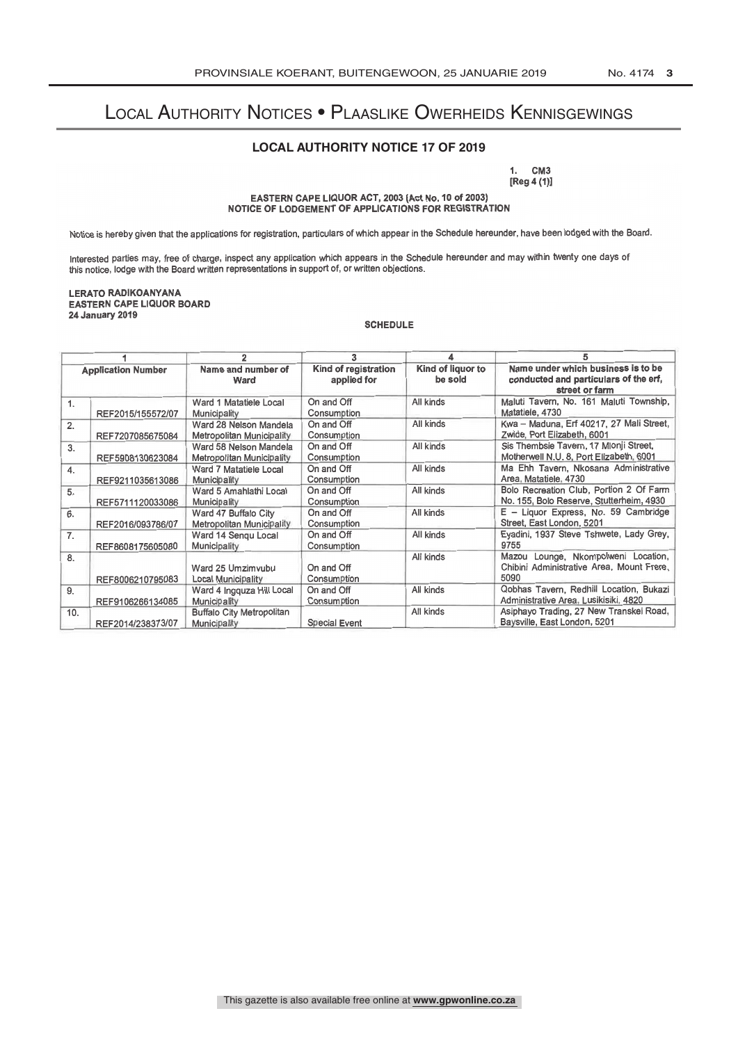# Local Authority Notices • Plaaslike Owerheids Kennisgewings

## LOCAL AUTHORITY NOTICE 17 OF 2019

1. CM3
[Reg 4 (1)]

**EASTERN CAPE LIQUOR ACT, 2003 (Act No. 10 of 2003)**
**NOTICE OF LODGEMENT OF APPLICATIONS FOR REGISTRATION**

Notice is hereby given that the applications for registration, particulars of which appear in the Schedule hereunder, have been lodged with the Board.

Interested parties may, free of charge, inspect any application which appears in the Schedule hereunder and may within twenty one days of this notice, lodge with the Board written representations in support of, or written objections.

**LERATO RADIKOANYANA**
**EASTERN CAPE LIQUOR BOARD**
**24 January 2019**

**SCHEDULE**

| 1 | | 2 | 3 | 4 | 5 |
|---|---|---|---|---|---|
| **Application Number** | | **Name and number of Ward** | **Kind of registration applied for** | **Kind of liquor to be sold** | **Name under which business is to be conducted and particulars of the erf, street or farm** |
| 1. | REF2015/155572/07 | Ward 1 Matatiele Local Municipality | On and Off Consumption | All kinds | Maluti Tavern, No. 161 Maluti Township, Matatiele, 4730 |
| 2. | REF7207085675084 | Ward 28 Nelson Mandela Metropolitan Municipality | On and Off Consumption | All kinds | Kwa – Maduna, Erf 40217, 27 Mali Street, Zwide, Port Elizabeth, 6001 |
| 3. | REF5908130623084 | Ward 58 Nelson Mandela Metropolitan Municipality | On and Off Consumption | All kinds | Sis Thembsie Tavern, 17 Mlonji Street, Motherwell N.U. 8, Port Elizabeth, 6001 |
| 4. | REF9211035613086 | Ward 7 Matatiele Local Municipality | On and Off Consumption | All kinds | Ma Ehh Tavern, Nkosana Administrative Area, Matatiele, 4730 |
| 5. | REF5711120033086 | Ward 5 Amahlathi Local Municipality | On and Off Consumption | All kinds | Bolo Recreation Club, Portion 2 Of Farm No. 155, Bolo Reserve, Stutterheim, 4930 |
| 6. | REF2016/093786/07 | Ward 47 Buffalo City Metropolitan Municipality | On and Off Consumption | All kinds | E – Liquor Express, No. 59 Cambridge Street, East London, 5201 |
| 7. | REF8608175605080 | Ward 14 Senqu Local Municipality | On and Off Consumption | All kinds | Eyadini, 1937 Steve Tshwete, Lady Grey, 9755 |
| 8. | REF8006210795083 | Ward 25 Umzimvubu Local Municipality | On and Off Consumption | All kinds | Mazou Lounge, Nkompolweni Location, Chibini Administrative Area, Mount Frere, 5090 |
| 9. | REF9106266134085 | Ward 4 Ingquza Hill Local Municipality | On and Off Consumption | All kinds | Qobhas Tavern, Redhill Location, Bukazi Administrative Area, Lusikisiki, 4820 |
| 10. | REF2014/238373/07 | Buffalo City Metropolitan Municipality | Special Event | All kinds | Asiphayo Trading, 27 New Transkei Road, Baysville, East London, 5201 |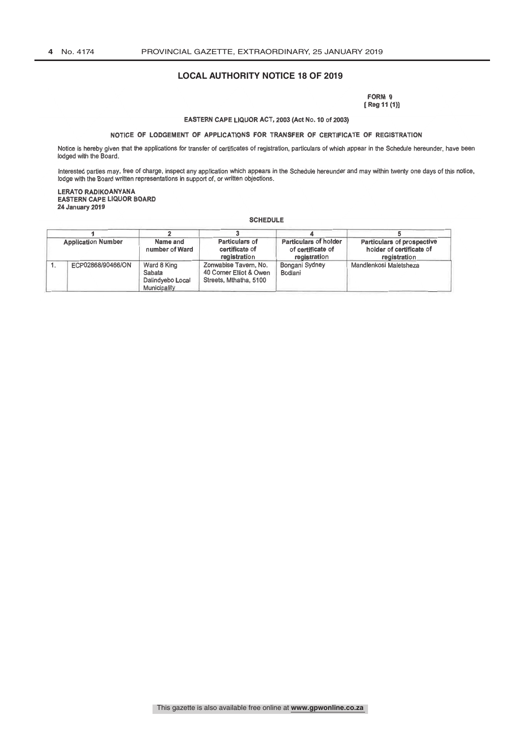## LOCAL AUTHORITY NOTICE 18 OF 2019

**FORM 9**
**[ Reg 11 (1)]**

**EASTERN CAPE LIQUOR ACT, 2003 (Act No. 10 of 2003)**

**NOTICE OF LODGEMENT OF APPLICATIONS FOR TRANSFER OF CERTIFICATE OF REGISTRATION**

Notice is hereby given that the applications for transfer of certificates of registration, particulars of which appear in the Schedule hereunder, have been lodged with the Board.

Interested parties may, free of charge, inspect any application which appears in the Schedule hereunder and may within twenty one days of this notice, lodge with the Board written representations in support of, or written objections.

**LERATO RADIKOANYANA**
**EASTERN CAPE LIQUOR BOARD**
**24 January 2019**

**SCHEDULE**

| 1 | | 2 | 3 | 4 | 5 |
|---|---|---|---|---|---|
| **Application Number** | | **Name and number of Ward** | **Particulars of certificate of registration** | **Particulars of holder of certificate of registration** | **Particulars of prospective holder of certificate of registration** |
| 1. | ECP02868/90466/ON | Ward 8 King Sabata Dalindyebo Local Municipality | Zonwabise Tavern, No. 40 Corner Elliot & Owen Streets, Mthatha, 5100 | Bongani Sydney Bodlani | Mandlenkosi Maletsheza |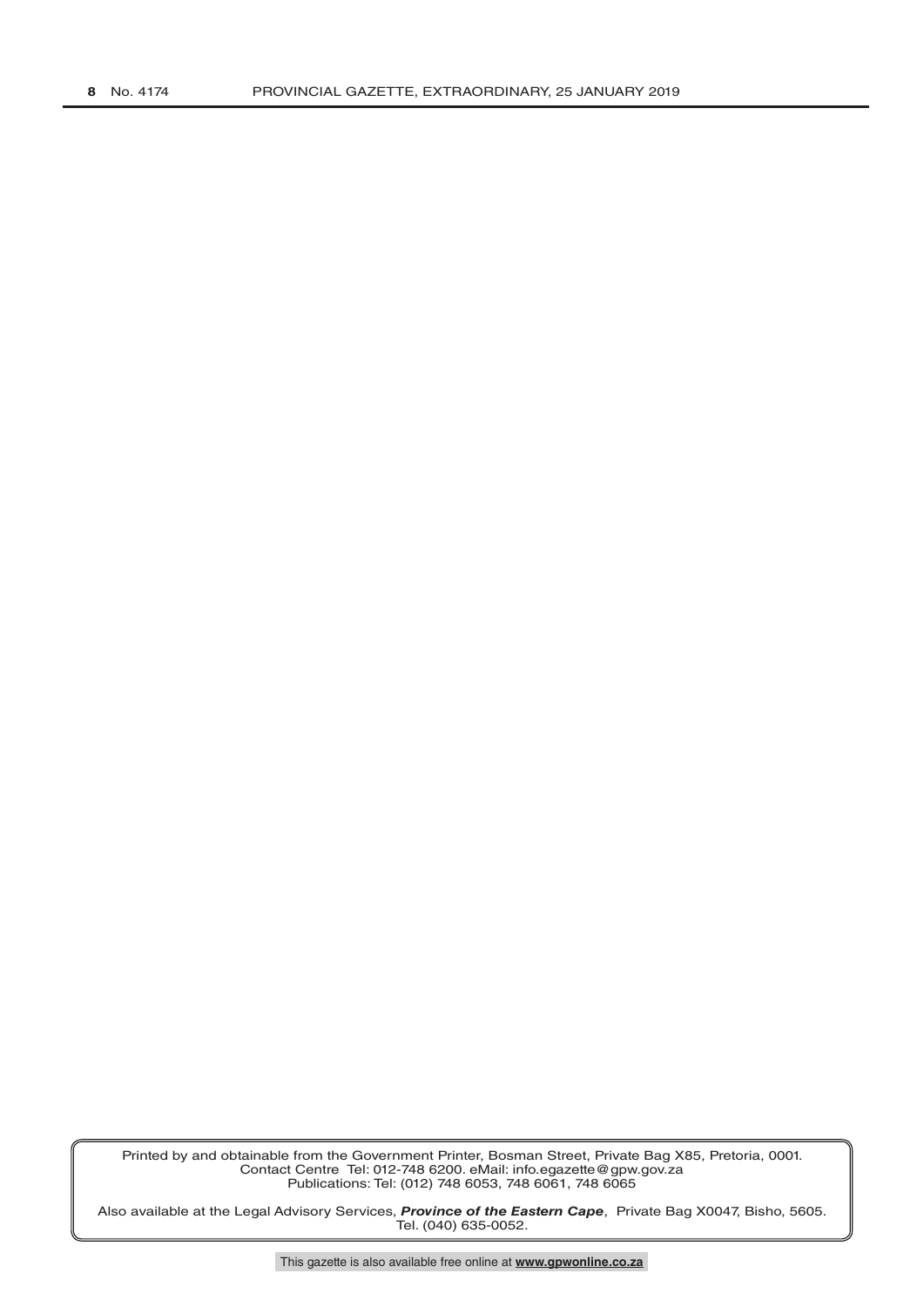Printed by and obtainable from the Government Printer, Bosman Street, Private Bag X85, Pretoria, 0001.
Contact Centre Tel: 012-748 6200. eMail: info.egazette@gpw.gov.za
Publications: Tel: (012) 748 6053, 748 6061, 748 6065

Also available at the Legal Advisory Services, ***Province of the Eastern Cape***, Private Bag X0047, Bisho, 5605.
Tel. (040) 635-0052.

This gazette is also available free online at **www.gpwonline.co.za**